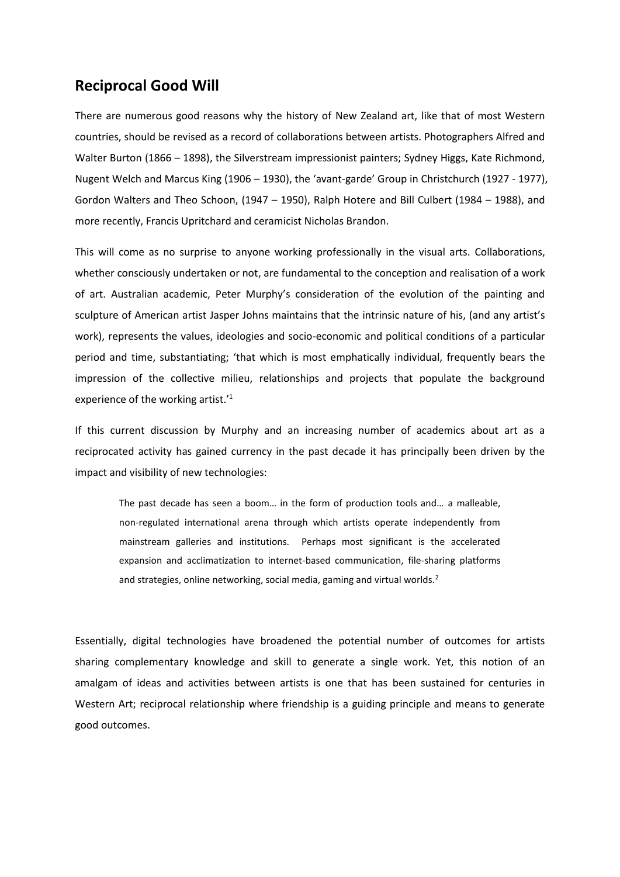## Reciprocal Good Will

There are numerous good reasons why the history of New Zealand art, like that of most Western countries, should be revised as a record of collaborations between artists. Photographers Alfred and Walter Burton (1866 – 1898), the Silverstream impressionist painters; Sydney Higgs, Kate Richmond, Nugent Welch and Marcus King (1906 – 1930), the 'avant-garde' Group in Christchurch (1927 - 1977), Gordon Walters and Theo Schoon, (1947 – 1950), Ralph Hotere and Bill Culbert (1984 – 1988), and more recently, Francis Upritchard and ceramicist Nicholas Brandon.

This will come as no surprise to anyone working professionally in the visual arts. Collaborations, whether consciously undertaken or not, are fundamental to the conception and realisation of a work of art. Australian academic, Peter Murphy's consideration of the evolution of the painting and sculpture of American artist Jasper Johns maintains that the intrinsic nature of his, (and any artist's work), represents the values, ideologies and socio-economic and political conditions of a particular period and time, substantiating; 'that which is most emphatically individual, frequently bears the impression of the collective milieu, relationships and projects that populate the background experience of the working artist.'[1]

If this current discussion by Murphy and an increasing number of academics about art as a reciprocated activity has gained currency in the past decade it has principally been driven by the impact and visibility of new technologies:

> The past decade has seen a boom… in the form of production tools and… a malleable, non-regulated international arena through which artists operate independently from mainstream galleries and institutions. Perhaps most significant is the accelerated expansion and acclimatization to internet-based communication, file-sharing platforms and strategies, online networking, social media, gaming and virtual worlds.[2]

Essentially, digital technologies have broadened the potential number of outcomes for artists sharing complementary knowledge and skill to generate a single work. Yet, this notion of an amalgam of ideas and activities between artists is one that has been sustained for centuries in Western Art; reciprocal relationship where friendship is a guiding principle and means to generate good outcomes.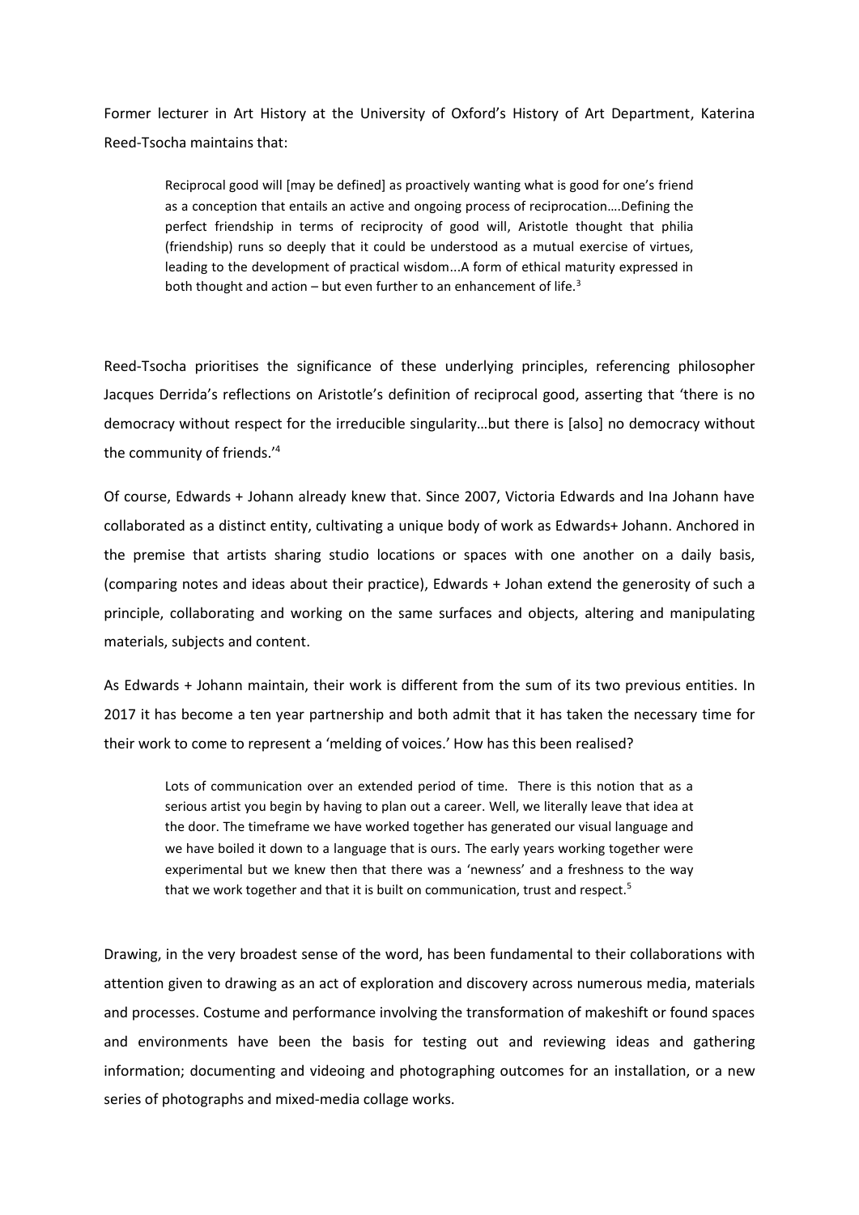Former lecturer in Art History at the University of Oxford's History of Art Department, Katerina Reed-Tsocha maintains that:

> Reciprocal good will [may be defined] as proactively wanting what is good for one's friend as a conception that entails an active and ongoing process of reciprocation….Defining the perfect friendship in terms of reciprocity of good will, Aristotle thought that philia (friendship) runs so deeply that it could be understood as a mutual exercise of virtues, leading to the development of practical wisdom...A form of ethical maturity expressed in both thought and action – but even further to an enhancement of life.[3]

Reed-Tsocha prioritises the significance of these underlying principles, referencing philosopher Jacques Derrida's reflections on Aristotle's definition of reciprocal good, asserting that 'there is no democracy without respect for the irreducible singularity…but there is [also] no democracy without the community of friends.'[4]

Of course, Edwards + Johann already knew that. Since 2007, Victoria Edwards and Ina Johann have collaborated as a distinct entity, cultivating a unique body of work as Edwards+ Johann. Anchored in the premise that artists sharing studio locations or spaces with one another on a daily basis, (comparing notes and ideas about their practice), Edwards + Johan extend the generosity of such a principle, collaborating and working on the same surfaces and objects, altering and manipulating materials, subjects and content.

As Edwards + Johann maintain, their work is different from the sum of its two previous entities. In 2017 it has become a ten year partnership and both admit that it has taken the necessary time for their work to come to represent a 'melding of voices.' How has this been realised?

> Lots of communication over an extended period of time. There is this notion that as a serious artist you begin by having to plan out a career. Well, we literally leave that idea at the door. The timeframe we have worked together has generated our visual language and we have boiled it down to a language that is ours. The early years working together were experimental but we knew then that there was a 'newness' and a freshness to the way that we work together and that it is built on communication, trust and respect.[5]

Drawing, in the very broadest sense of the word, has been fundamental to their collaborations with attention given to drawing as an act of exploration and discovery across numerous media, materials and processes. Costume and performance involving the transformation of makeshift or found spaces and environments have been the basis for testing out and reviewing ideas and gathering information; documenting and videoing and photographing outcomes for an installation, or a new series of photographs and mixed-media collage works.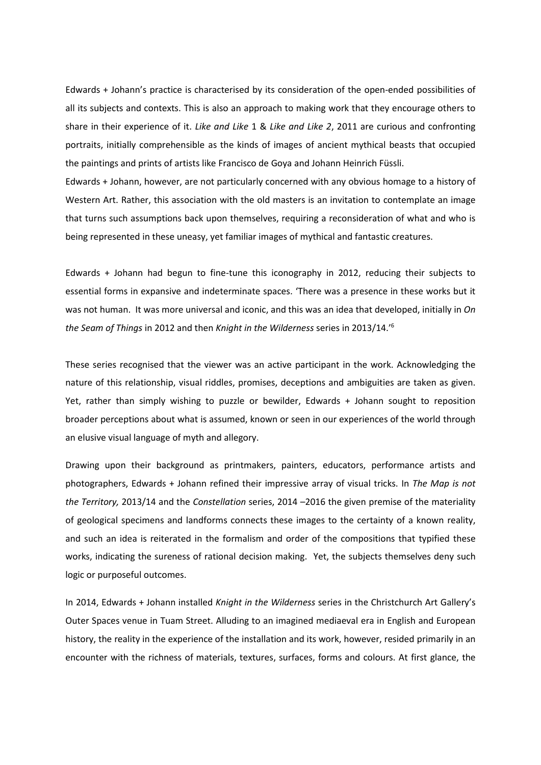Edwards + Johann's practice is characterised by its consideration of the open-ended possibilities of all its subjects and contexts. This is also an approach to making work that they encourage others to share in their experience of it. *Like and Like* 1 & *Like and Like 2*, 2011 are curious and confronting portraits, initially comprehensible as the kinds of images of ancient mythical beasts that occupied the paintings and prints of artists like Francisco de Goya and Johann Heinrich Füssli.
Edwards + Johann, however, are not particularly concerned with any obvious homage to a history of Western Art. Rather, this association with the old masters is an invitation to contemplate an image that turns such assumptions back upon themselves, requiring a reconsideration of what and who is being represented in these uneasy, yet familiar images of mythical and fantastic creatures.

Edwards + Johann had begun to fine-tune this iconography in 2012, reducing their subjects to essential forms in expansive and indeterminate spaces. 'There was a presence in these works but it was not human. It was more universal and iconic, and this was an idea that developed, initially in *On the Seam of Things* in 2012 and then *Knight in the Wilderness* series in 2013/14.'[6]

These series recognised that the viewer was an active participant in the work. Acknowledging the nature of this relationship, visual riddles, promises, deceptions and ambiguities are taken as given. Yet, rather than simply wishing to puzzle or bewilder, Edwards + Johann sought to reposition broader perceptions about what is assumed, known or seen in our experiences of the world through an elusive visual language of myth and allegory.

Drawing upon their background as printmakers, painters, educators, performance artists and photographers, Edwards + Johann refined their impressive array of visual tricks. In *The Map is not the Territory,* 2013/14 and the *Constellation* series, 2014 –2016 the given premise of the materiality of geological specimens and landforms connects these images to the certainty of a known reality, and such an idea is reiterated in the formalism and order of the compositions that typified these works, indicating the sureness of rational decision making. Yet, the subjects themselves deny such logic or purposeful outcomes.

In 2014, Edwards + Johann installed *Knight in the Wilderness* series in the Christchurch Art Gallery's Outer Spaces venue in Tuam Street. Alluding to an imagined mediaeval era in English and European history, the reality in the experience of the installation and its work, however, resided primarily in an encounter with the richness of materials, textures, surfaces, forms and colours. At first glance, the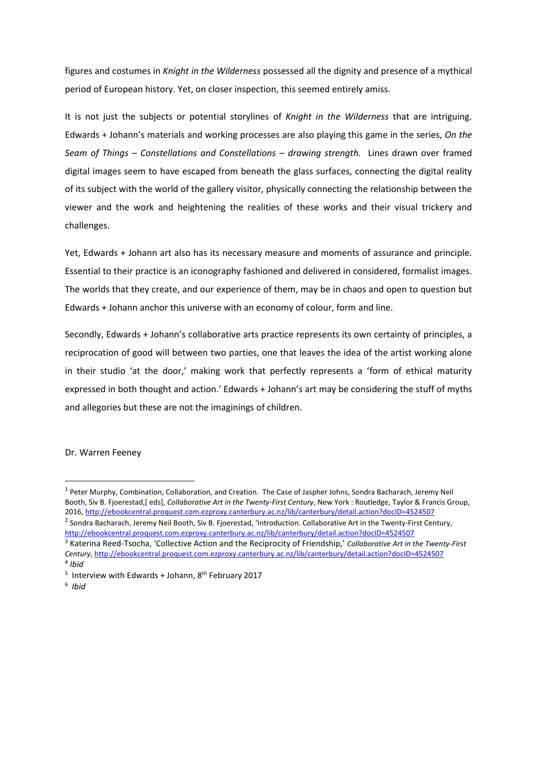figures and costumes in *Knight in the Wilderness* possessed all the dignity and presence of a mythical period of European history. Yet, on closer inspection, this seemed entirely amiss.

It is not just the subjects or potential storylines of *Knight in the Wilderness* that are intriguing. Edwards + Johann's materials and working processes are also playing this game in the series, *On the Seam of Things – Constellations and Constellations – drawing strength.* Lines drawn over framed digital images seem to have escaped from beneath the glass surfaces, connecting the digital reality of its subject with the world of the gallery visitor, physically connecting the relationship between the viewer and the work and heightening the realities of these works and their visual trickery and challenges.

Yet, Edwards + Johann art also has its necessary measure and moments of assurance and principle. Essential to their practice is an iconography fashioned and delivered in considered, formalist images. The worlds that they create, and our experience of them, may be in chaos and open to question but Edwards + Johann anchor this universe with an economy of colour, form and line.

Secondly, Edwards + Johann's collaborative arts practice represents its own certainty of principles, a reciprocation of good will between two parties, one that leaves the idea of the artist working alone in their studio 'at the door,' making work that perfectly represents a 'form of ethical maturity expressed in both thought and action.' Edwards + Johann's art may be considering the stuff of myths and allegories but these are not the imaginings of children.

Dr. Warren Feeney

---

[1] Peter Murphy, Combination, Collaboration, and Creation. The Case of Jaspher Johns, Sondra Bacharach, Jeremy Neil Booth, Siv B. Fjoerestad,[ eds], *Collaborative Art in the Twenty-First Century*, New York : Routledge, Taylor & Francis Group, 2016, http://ebookcentral.proquest.com.ezproxy.canterbury.ac.nz/lib/canterbury/detail.action?docID=4524507

[2] Sondra Bacharach, Jeremy Neil Booth, Siv B. Fjoerestad, 'Introduction. Collaborative Art in the Twenty-First Century, http://ebookcentral.proquest.com.ezproxy.canterbury.ac.nz/lib/canterbury/detail.action?docID=4524507

[3] Katerina Reed-Tsocha, 'Collective Action and the Reciprocity of Friendship,' *Collaborative Art in the Twenty-First Century*, http://ebookcentral.proquest.com.ezproxy.canterbury.ac.nz/lib/canterbury/detail.action?docID=4524507

[4] *Ibid*

[5] Interview with Edwards + Johann, 8th February 2017

[6] *Ibid*